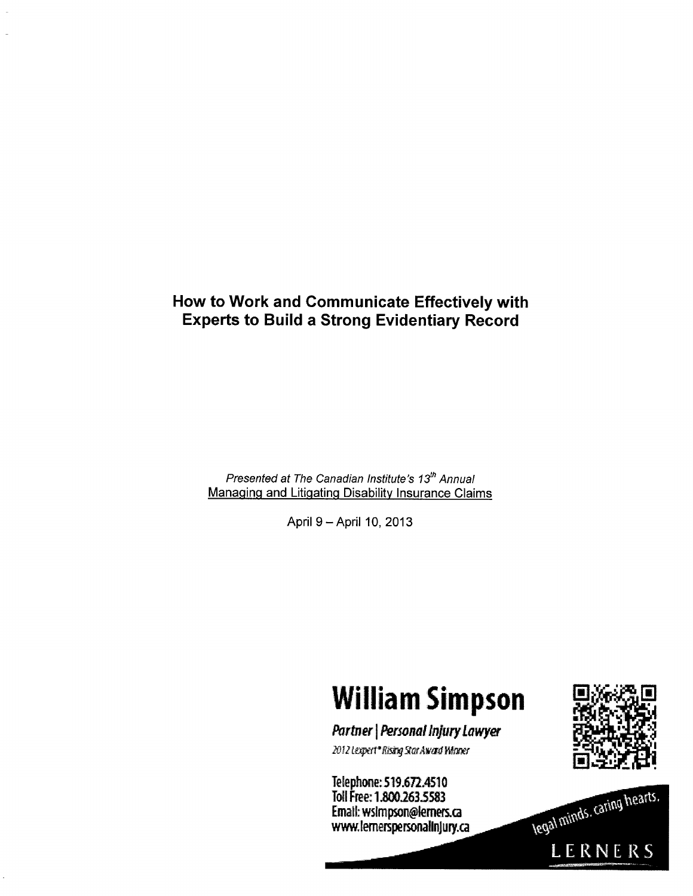# How to Work and Communicate Effectively with Experts to Build a Strong Evidentiary Record

*Presented at The Canadian Institute's 13th Annual*
Managing and Litigating Disability Insurance Claims

April 9 – April 10, 2013

**William Simpson**

***Partner | Personal Injury Lawyer***

*2012 Lexpert® Rising Star Award Winner*

Telephone: 519.672.4510
Toll Free: 1.800.263.5583
Email: wsimpson@lerners.ca
www.lernerspersonalinjury.ca

legal minds. caring hearts.

LERNERS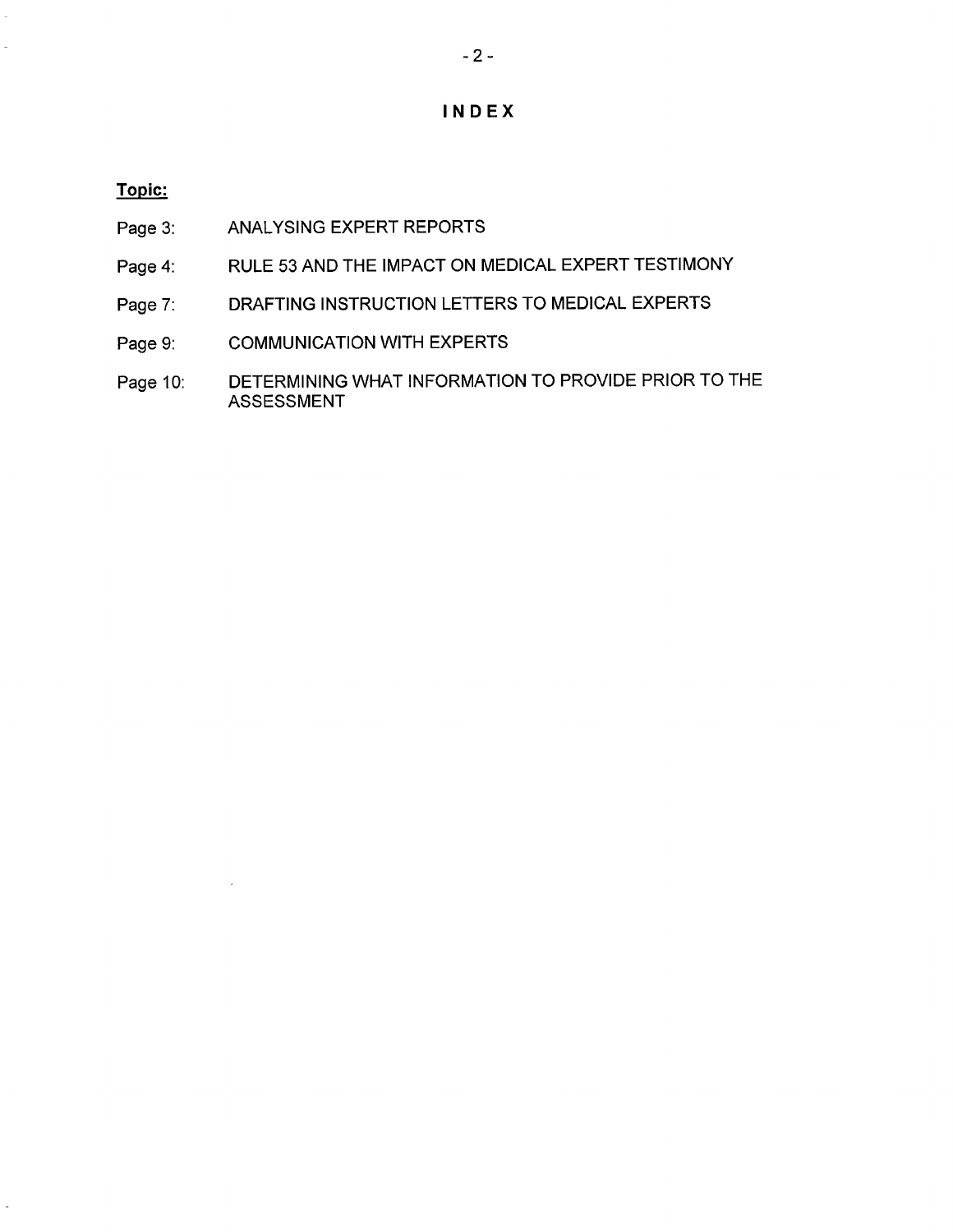# INDEX

**Topic:**

| | |
|---|---|
| Page 3: | ANALYSING EXPERT REPORTS |
| Page 4: | RULE 53 AND THE IMPACT ON MEDICAL EXPERT TESTIMONY |
| Page 7: | DRAFTING INSTRUCTION LETTERS TO MEDICAL EXPERTS |
| Page 9: | COMMUNICATION WITH EXPERTS |
| Page 10: | DETERMINING WHAT INFORMATION TO PROVIDE PRIOR TO THE ASSESSMENT |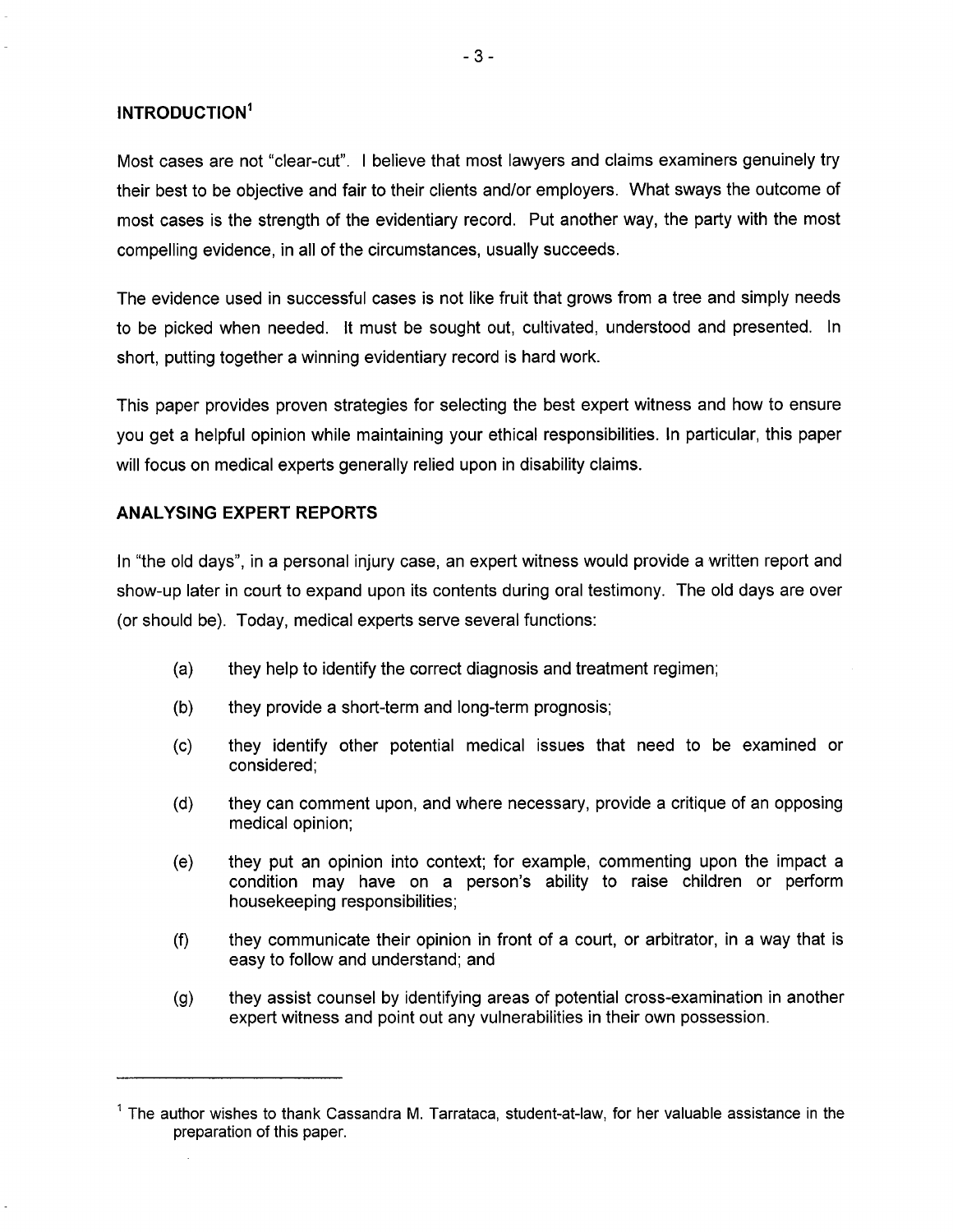## INTRODUCTION[1]

Most cases are not "clear-cut". I believe that most lawyers and claims examiners genuinely try their best to be objective and fair to their clients and/or employers. What sways the outcome of most cases is the strength of the evidentiary record. Put another way, the party with the most compelling evidence, in all of the circumstances, usually succeeds.

The evidence used in successful cases is not like fruit that grows from a tree and simply needs to be picked when needed. It must be sought out, cultivated, understood and presented. In short, putting together a winning evidentiary record is hard work.

This paper provides proven strategies for selecting the best expert witness and how to ensure you get a helpful opinion while maintaining your ethical responsibilities. In particular, this paper will focus on medical experts generally relied upon in disability claims.

## ANALYSING EXPERT REPORTS

In "the old days", in a personal injury case, an expert witness would provide a written report and show-up later in court to expand upon its contents during oral testimony. The old days are over (or should be). Today, medical experts serve several functions:

(a) they help to identify the correct diagnosis and treatment regimen;

(b) they provide a short-term and long-term prognosis;

(c) they identify other potential medical issues that need to be examined or considered;

(d) they can comment upon, and where necessary, provide a critique of an opposing medical opinion;

(e) they put an opinion into context; for example, commenting upon the impact a condition may have on a person's ability to raise children or perform housekeeping responsibilities;

(f) they communicate their opinion in front of a court, or arbitrator, in a way that is easy to follow and understand; and

(g) they assist counsel by identifying areas of potential cross-examination in another expert witness and point out any vulnerabilities in their own possession.

---

[1] The author wishes to thank Cassandra M. Tarrataca, student-at-law, for her valuable assistance in the preparation of this paper.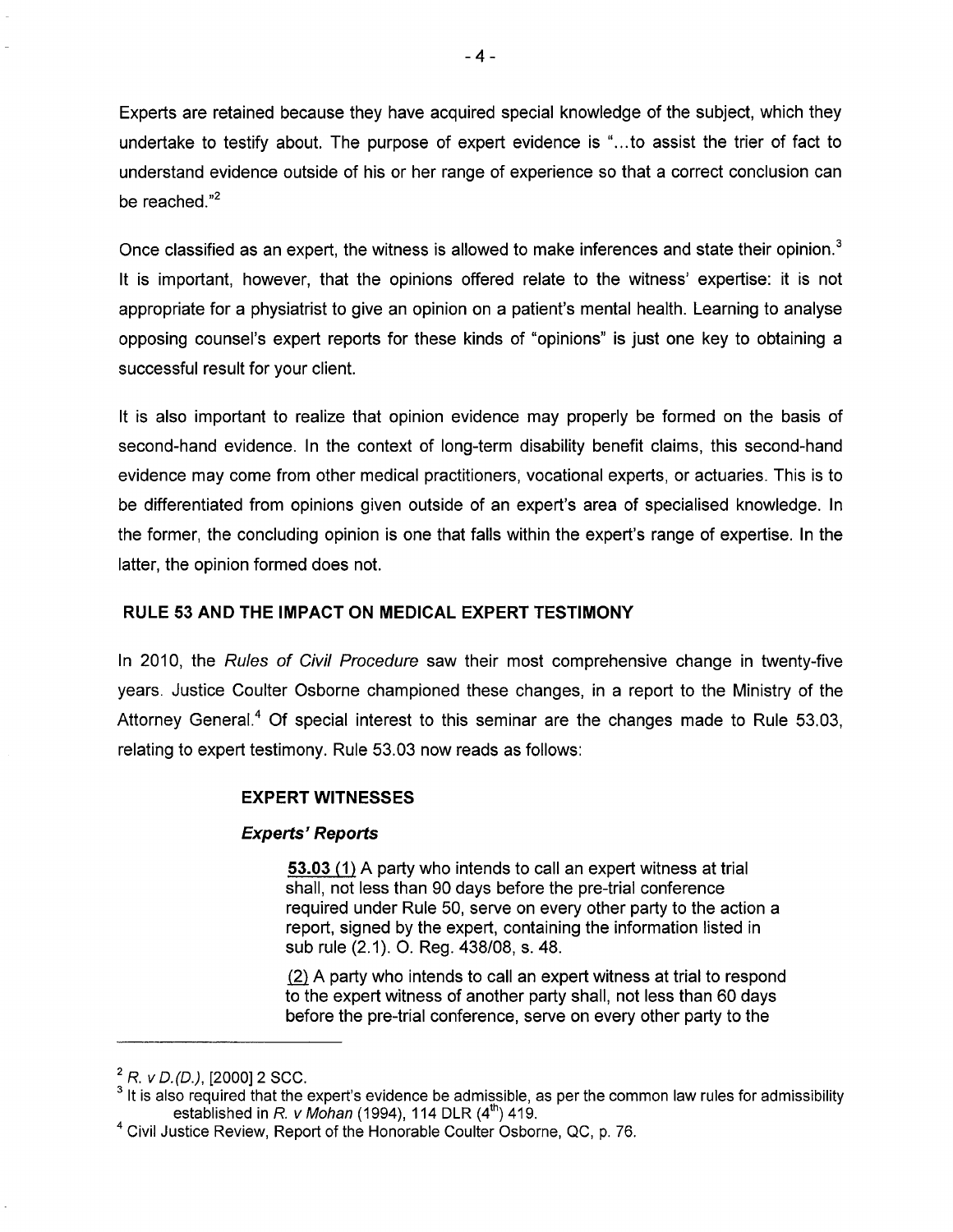Experts are retained because they have acquired special knowledge of the subject, which they undertake to testify about. The purpose of expert evidence is "...to assist the trier of fact to understand evidence outside of his or her range of experience so that a correct conclusion can be reached."[2]

Once classified as an expert, the witness is allowed to make inferences and state their opinion.[3] It is important, however, that the opinions offered relate to the witness' expertise: it is not appropriate for a physiatrist to give an opinion on a patient's mental health. Learning to analyse opposing counsel's expert reports for these kinds of "opinions" is just one key to obtaining a successful result for your client.

It is also important to realize that opinion evidence may properly be formed on the basis of second-hand evidence. In the context of long-term disability benefit claims, this second-hand evidence may come from other medical practitioners, vocational experts, or actuaries. This is to be differentiated from opinions given outside of an expert's area of specialised knowledge. In the former, the concluding opinion is one that falls within the expert's range of expertise. In the latter, the opinion formed does not.

## RULE 53 AND THE IMPACT ON MEDICAL EXPERT TESTIMONY

In 2010, the *Rules of Civil Procedure* saw their most comprehensive change in twenty-five years. Justice Coulter Osborne championed these changes, in a report to the Ministry of the Attorney General.[4] Of special interest to this seminar are the changes made to Rule 53.03, relating to expert testimony. Rule 53.03 now reads as follows:

> **EXPERT WITNESSES**
>
> ***Experts' Reports***
>
> **53.03 (1)** A party who intends to call an expert witness at trial shall, not less than 90 days before the pre-trial conference required under Rule 50, serve on every other party to the action a report, signed by the expert, containing the information listed in sub rule (2.1). O. Reg. 438/08, s. 48.
>
> (2) A party who intends to call an expert witness at trial to respond to the expert witness of another party shall, not less than 60 days before the pre-trial conference, serve on every other party to the

---

[2] *R. v D.(D.)*, [2000] 2 SCC.

[3] It is also required that the expert's evidence be admissible, as per the common law rules for admissibility established in *R. v Mohan* (1994), 114 DLR (4th) 419.

[4] Civil Justice Review, Report of the Honorable Coulter Osborne, QC, p. 76.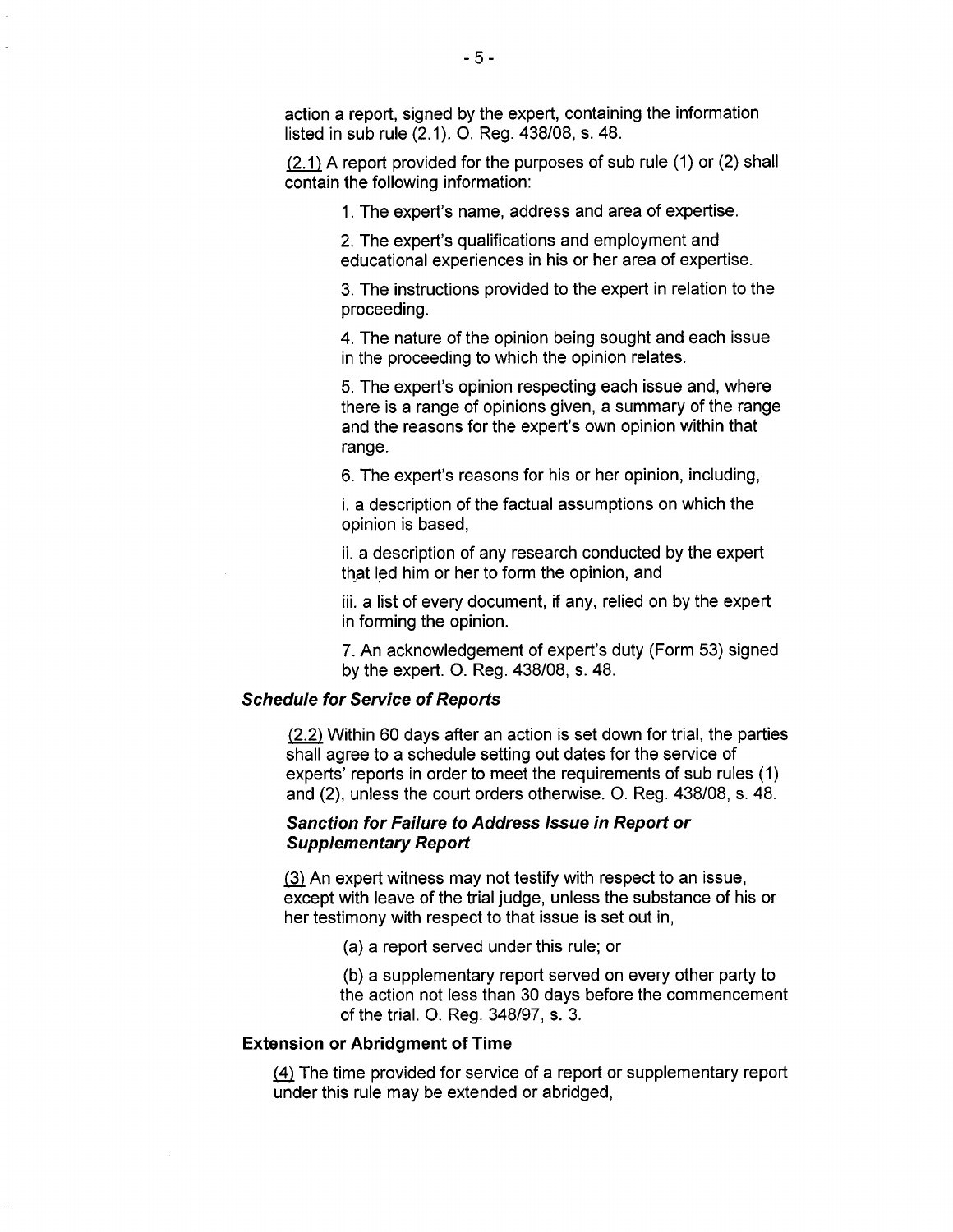action a report, signed by the expert, containing the information listed in sub rule (2.1). O. Reg. 438/08, s. 48.

(2.1) A report provided for the purposes of sub rule (1) or (2) shall contain the following information:

1. The expert's name, address and area of expertise.

2. The expert's qualifications and employment and educational experiences in his or her area of expertise.

3. The instructions provided to the expert in relation to the proceeding.

4. The nature of the opinion being sought and each issue in the proceeding to which the opinion relates.

5. The expert's opinion respecting each issue and, where there is a range of opinions given, a summary of the range and the reasons for the expert's own opinion within that range.

6. The expert's reasons for his or her opinion, including,

i. a description of the factual assumptions on which the opinion is based,

ii. a description of any research conducted by the expert that led him or her to form the opinion, and

iii. a list of every document, if any, relied on by the expert in forming the opinion.

7. An acknowledgement of expert's duty (Form 53) signed by the expert. O. Reg. 438/08, s. 48.

***Schedule for Service of Reports***

(2.2) Within 60 days after an action is set down for trial, the parties shall agree to a schedule setting out dates for the service of experts' reports in order to meet the requirements of sub rules (1) and (2), unless the court orders otherwise. O. Reg. 438/08, s. 48.

***Sanction for Failure to Address Issue in Report or Supplementary Report***

(3) An expert witness may not testify with respect to an issue, except with leave of the trial judge, unless the substance of his or her testimony with respect to that issue is set out in,

(a) a report served under this rule; or

(b) a supplementary report served on every other party to the action not less than 30 days before the commencement of the trial. O. Reg. 348/97, s. 3.

**Extension or Abridgment of Time**

(4) The time provided for service of a report or supplementary report under this rule may be extended or abridged,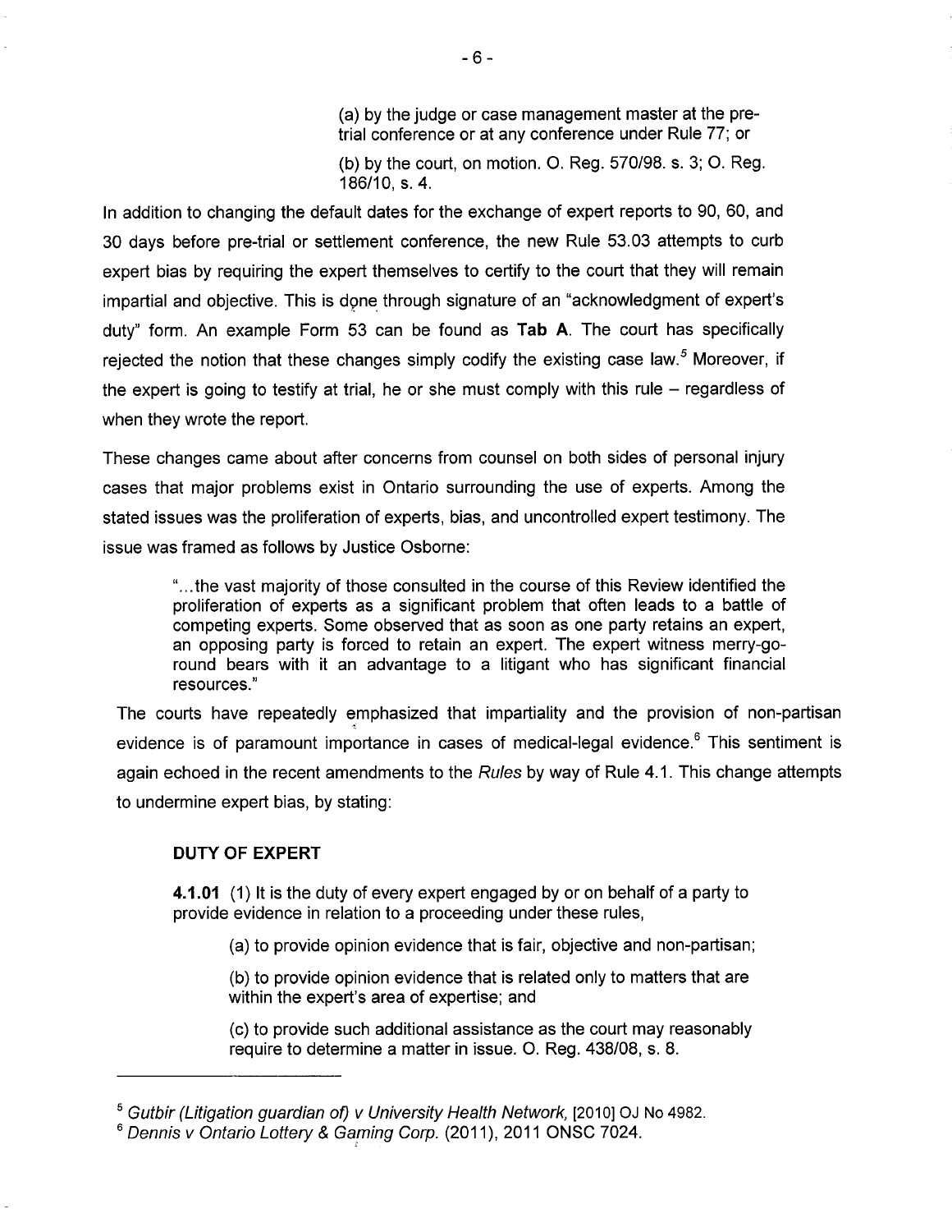(a) by the judge or case management master at the pre-trial conference or at any conference under Rule 77; or

(b) by the court, on motion. O. Reg. 570/98. s. 3; O. Reg. 186/10, s. 4.

In addition to changing the default dates for the exchange of expert reports to 90, 60, and 30 days before pre-trial or settlement conference, the new Rule 53.03 attempts to curb expert bias by requiring the expert themselves to certify to the court that they will remain impartial and objective. This is done through signature of an "acknowledgment of expert's duty" form. An example Form 53 can be found as **Tab A**. The court has specifically rejected the notion that these changes simply codify the existing case law.[5] Moreover, if the expert is going to testify at trial, he or she must comply with this rule – regardless of when they wrote the report.

These changes came about after concerns from counsel on both sides of personal injury cases that major problems exist in Ontario surrounding the use of experts. Among the stated issues was the proliferation of experts, bias, and uncontrolled expert testimony. The issue was framed as follows by Justice Osborne:

> "...the vast majority of those consulted in the course of this Review identified the proliferation of experts as a significant problem that often leads to a battle of competing experts. Some observed that as soon as one party retains an expert, an opposing party is forced to retain an expert. The expert witness merry-go-round bears with it an advantage to a litigant who has significant financial resources."

The courts have repeatedly emphasized that impartiality and the provision of non-partisan evidence is of paramount importance in cases of medical-legal evidence.[6] This sentiment is again echoed in the recent amendments to the *Rules* by way of Rule 4.1. This change attempts to undermine expert bias, by stating:

**DUTY OF EXPERT**

**4.1.01** (1) It is the duty of every expert engaged by or on behalf of a party to provide evidence in relation to a proceeding under these rules,

(a) to provide opinion evidence that is fair, objective and non-partisan;

(b) to provide opinion evidence that is related only to matters that are within the expert's area of expertise; and

(c) to provide such additional assistance as the court may reasonably require to determine a matter in issue. O. Reg. 438/08, s. 8.

---

[5] *Gutbir (Litigation guardian of) v University Health Network*, [2010] OJ No 4982.

[6] *Dennis v Ontario Lottery & Gaming Corp.* (2011), 2011 ONSC 7024.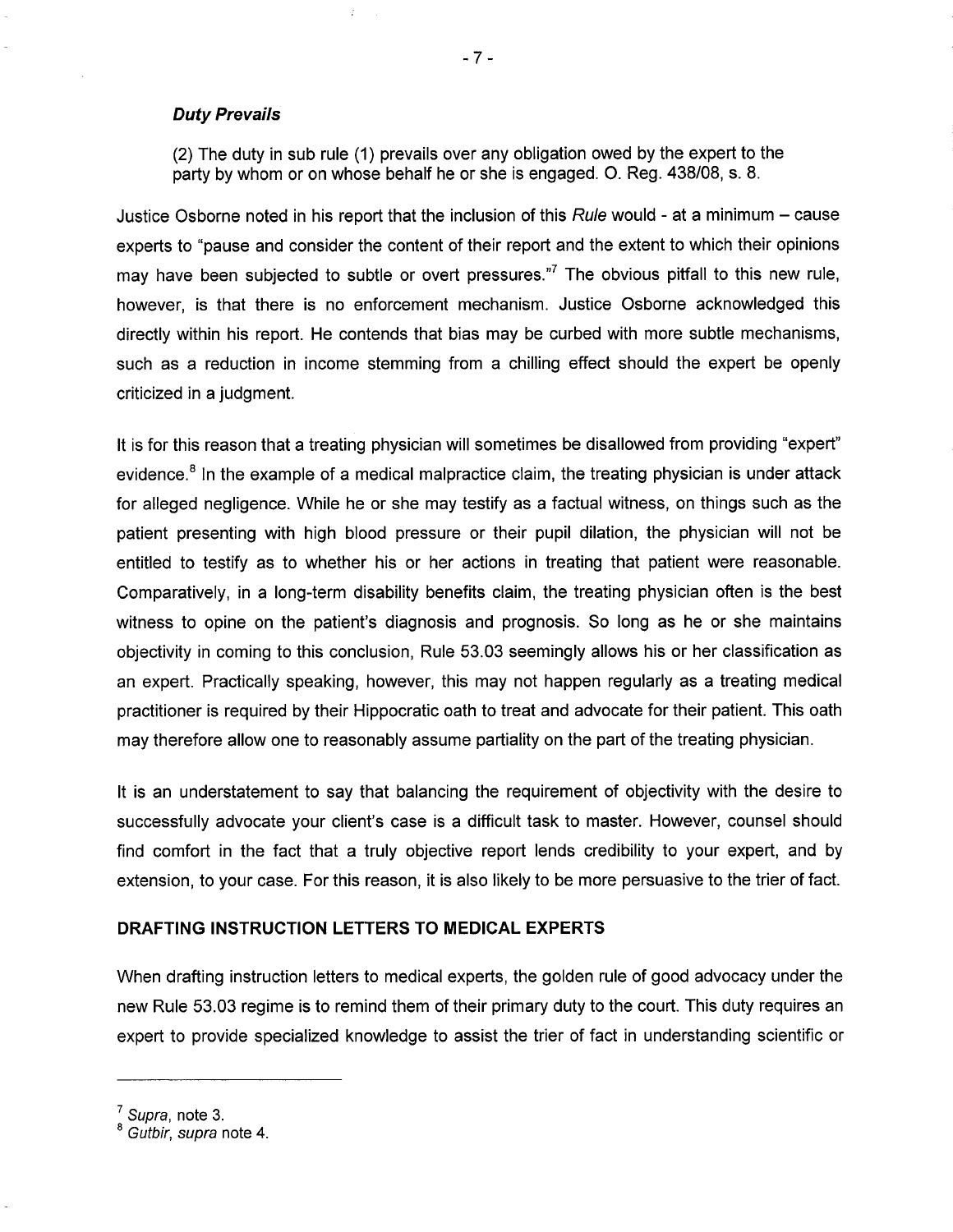***Duty Prevails***

> (2) The duty in sub rule (1) prevails over any obligation owed by the expert to the party by whom or on whose behalf he or she is engaged. O. Reg. 438/08, s. 8.

Justice Osborne noted in his report that the inclusion of this *Rule* would - at a minimum – cause experts to "pause and consider the content of their report and the extent to which their opinions may have been subjected to subtle or overt pressures."[7] The obvious pitfall to this new rule, however, is that there is no enforcement mechanism. Justice Osborne acknowledged this directly within his report. He contends that bias may be curbed with more subtle mechanisms, such as a reduction in income stemming from a chilling effect should the expert be openly criticized in a judgment.

It is for this reason that a treating physician will sometimes be disallowed from providing "expert" evidence.[8] In the example of a medical malpractice claim, the treating physician is under attack for alleged negligence. While he or she may testify as a factual witness, on things such as the patient presenting with high blood pressure or their pupil dilation, the physician will not be entitled to testify as to whether his or her actions in treating that patient were reasonable. Comparatively, in a long-term disability benefits claim, the treating physician often is the best witness to opine on the patient's diagnosis and prognosis. So long as he or she maintains objectivity in coming to this conclusion, Rule 53.03 seemingly allows his or her classification as an expert. Practically speaking, however, this may not happen regularly as a treating medical practitioner is required by their Hippocratic oath to treat and advocate for their patient. This oath may therefore allow one to reasonably assume partiality on the part of the treating physician.

It is an understatement to say that balancing the requirement of objectivity with the desire to successfully advocate your client's case is a difficult task to master. However, counsel should find comfort in the fact that a truly objective report lends credibility to your expert, and by extension, to your case. For this reason, it is also likely to be more persuasive to the trier of fact.

## DRAFTING INSTRUCTION LETTERS TO MEDICAL EXPERTS

When drafting instruction letters to medical experts, the golden rule of good advocacy under the new Rule 53.03 regime is to remind them of their primary duty to the court. This duty requires an expert to provide specialized knowledge to assist the trier of fact in understanding scientific or

---

[7] *Supra*, note 3.

[8] *Gutbir*, *supra* note 4.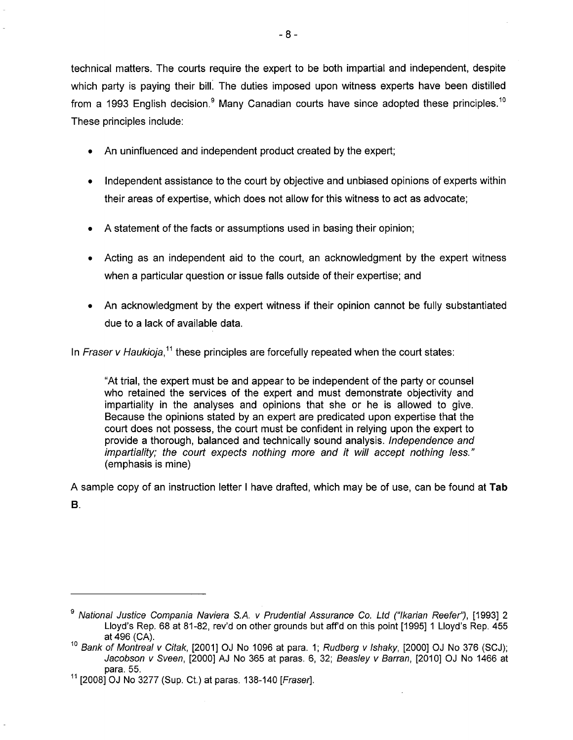technical matters. The courts require the expert to be both impartial and independent, despite which party is paying their bill. The duties imposed upon witness experts have been distilled from a 1993 English decision.[9] Many Canadian courts have since adopted these principles.[10] These principles include:

- An uninfluenced and independent product created by the expert;
- Independent assistance to the court by objective and unbiased opinions of experts within their areas of expertise, which does not allow for this witness to act as advocate;
- A statement of the facts or assumptions used in basing their opinion;
- Acting as an independent aid to the court, an acknowledgment by the expert witness when a particular question or issue falls outside of their expertise; and
- An acknowledgment by the expert witness if their opinion cannot be fully substantiated due to a lack of available data.

In *Fraser v Haukioja*,[11] these principles are forcefully repeated when the court states:

> "At trial, the expert must be and appear to be independent of the party or counsel who retained the services of the expert and must demonstrate objectivity and impartiality in the analyses and opinions that she or he is allowed to give. Because the opinions stated by an expert are predicated upon expertise that the court does not possess, the court must be confident in relying upon the expert to provide a thorough, balanced and technically sound analysis. *Independence and impartiality; the court expects nothing more and it will accept nothing less."* (emphasis is mine)

A sample copy of an instruction letter I have drafted, which may be of use, can be found at **Tab B**.

---

[9] *National Justice Compania Naviera S.A. v Prudential Assurance Co. Ltd ("Ikarian Reefer")*, [1993] 2 Lloyd's Rep. 68 at 81-82, rev'd on other grounds but aff'd on this point [1995] 1 Lloyd's Rep. 455 at 496 (CA).

[10] *Bank of Montreal v Citak*, [2001] OJ No 1096 at para. 1; *Rudberg v Ishaky*, [2000] OJ No 376 (SCJ); *Jacobson v Sveen*, [2000] AJ No 365 at paras. 6, 32; *Beasley v Barran*, [2010] OJ No 1466 at para. 55.

[11] [2008] OJ No 3277 (Sup. Ct.) at paras. 138-140 [*Fraser*].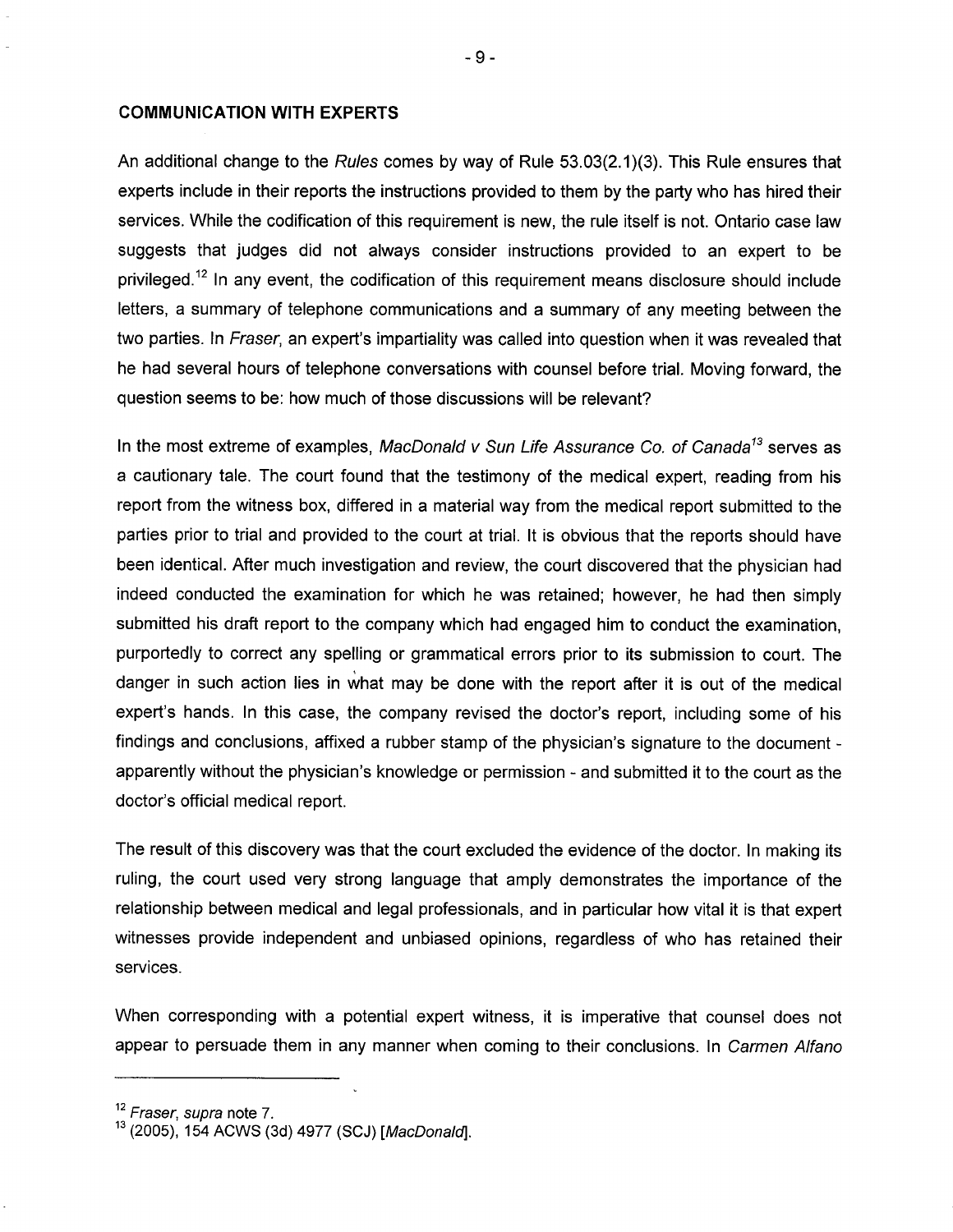## COMMUNICATION WITH EXPERTS

An additional change to the *Rules* comes by way of Rule 53.03(2.1)(3). This Rule ensures that experts include in their reports the instructions provided to them by the party who has hired their services. While the codification of this requirement is new, the rule itself is not. Ontario case law suggests that judges did not always consider instructions provided to an expert to be privileged.[12] In any event, the codification of this requirement means disclosure should include letters, a summary of telephone communications and a summary of any meeting between the two parties. In *Fraser*, an expert's impartiality was called into question when it was revealed that he had several hours of telephone conversations with counsel before trial. Moving forward, the question seems to be: how much of those discussions will be relevant?

In the most extreme of examples, *MacDonald v Sun Life Assurance Co. of Canada*[13] serves as a cautionary tale. The court found that the testimony of the medical expert, reading from his report from the witness box, differed in a material way from the medical report submitted to the parties prior to trial and provided to the court at trial. It is obvious that the reports should have been identical. After much investigation and review, the court discovered that the physician had indeed conducted the examination for which he was retained; however, he had then simply submitted his draft report to the company which had engaged him to conduct the examination, purportedly to correct any spelling or grammatical errors prior to its submission to court. The danger in such action lies in what may be done with the report after it is out of the medical expert's hands. In this case, the company revised the doctor's report, including some of his findings and conclusions, affixed a rubber stamp of the physician's signature to the document - apparently without the physician's knowledge or permission - and submitted it to the court as the doctor's official medical report.

The result of this discovery was that the court excluded the evidence of the doctor. In making its ruling, the court used very strong language that amply demonstrates the importance of the relationship between medical and legal professionals, and in particular how vital it is that expert witnesses provide independent and unbiased opinions, regardless of who has retained their services.

When corresponding with a potential expert witness, it is imperative that counsel does not appear to persuade them in any manner when coming to their conclusions. In *Carmen Alfano*

---

[12] *Fraser*, *supra* note 7.

[13] (2005), 154 ACWS (3d) 4977 (SCJ) [*MacDonald*].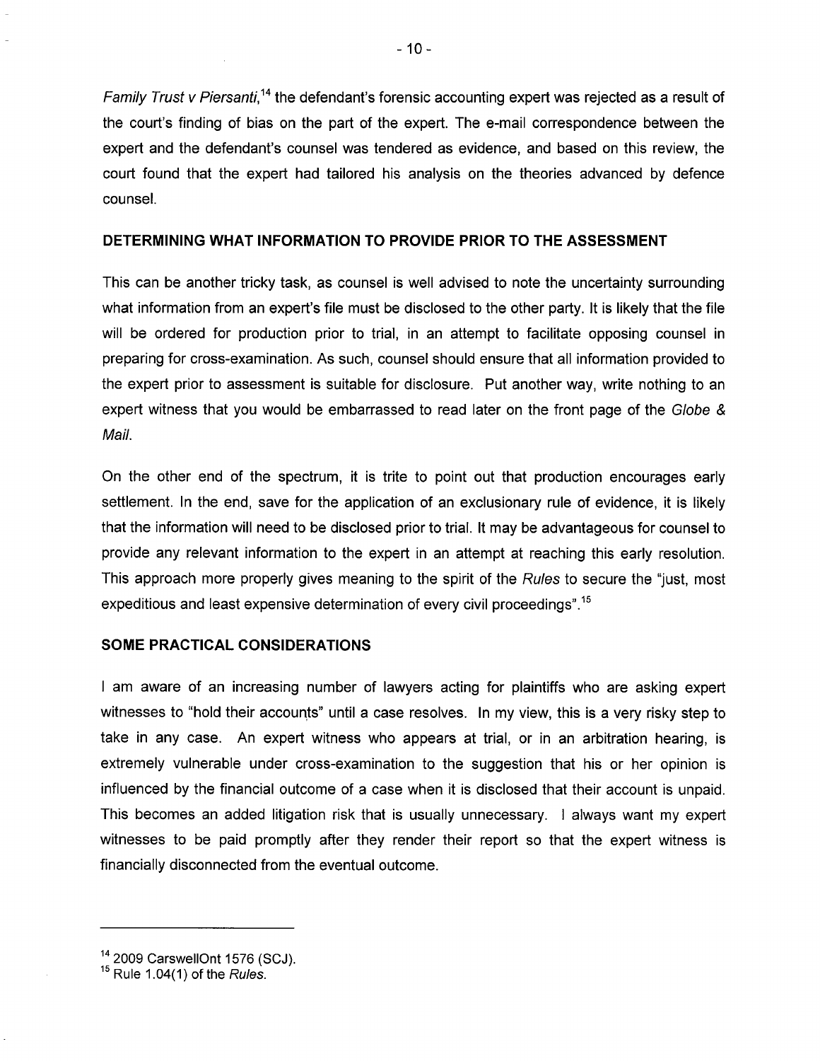*Family Trust v Piersanti*,[14] the defendant's forensic accounting expert was rejected as a result of the court's finding of bias on the part of the expert. The e-mail correspondence between the expert and the defendant's counsel was tendered as evidence, and based on this review, the court found that the expert had tailored his analysis on the theories advanced by defence counsel.

## DETERMINING WHAT INFORMATION TO PROVIDE PRIOR TO THE ASSESSMENT

This can be another tricky task, as counsel is well advised to note the uncertainty surrounding what information from an expert's file must be disclosed to the other party. It is likely that the file will be ordered for production prior to trial, in an attempt to facilitate opposing counsel in preparing for cross-examination. As such, counsel should ensure that all information provided to the expert prior to assessment is suitable for disclosure. Put another way, write nothing to an expert witness that you would be embarrassed to read later on the front page of the *Globe & Mail*.

On the other end of the spectrum, it is trite to point out that production encourages early settlement. In the end, save for the application of an exclusionary rule of evidence, it is likely that the information will need to be disclosed prior to trial. It may be advantageous for counsel to provide any relevant information to the expert in an attempt at reaching this early resolution. This approach more properly gives meaning to the spirit of the *Rules* to secure the "just, most expeditious and least expensive determination of every civil proceedings".[15]

## SOME PRACTICAL CONSIDERATIONS

I am aware of an increasing number of lawyers acting for plaintiffs who are asking expert witnesses to "hold their accounts" until a case resolves. In my view, this is a very risky step to take in any case. An expert witness who appears at trial, or in an arbitration hearing, is extremely vulnerable under cross-examination to the suggestion that his or her opinion is influenced by the financial outcome of a case when it is disclosed that their account is unpaid. This becomes an added litigation risk that is usually unnecessary. I always want my expert witnesses to be paid promptly after they render their report so that the expert witness is financially disconnected from the eventual outcome.

---

[14] 2009 CarswellOnt 1576 (SCJ).

[15] Rule 1.04(1) of the *Rules*.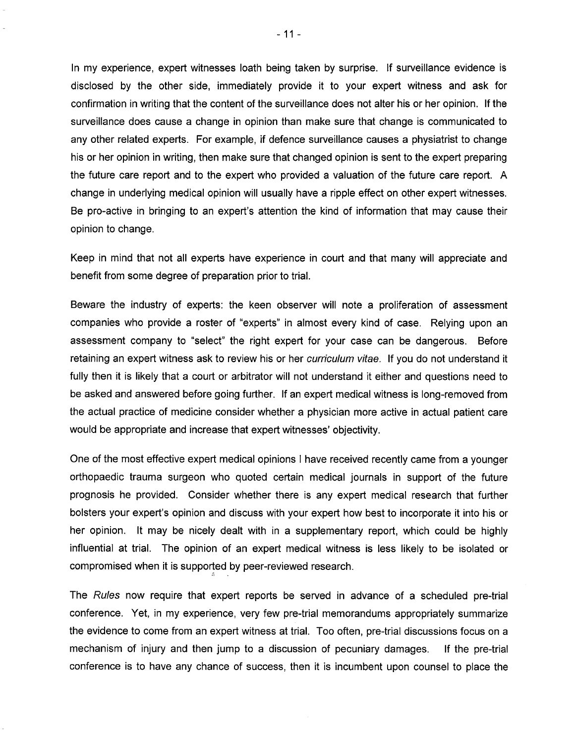In my experience, expert witnesses loath being taken by surprise. If surveillance evidence is disclosed by the other side, immediately provide it to your expert witness and ask for confirmation in writing that the content of the surveillance does not alter his or her opinion. If the surveillance does cause a change in opinion than make sure that change is communicated to any other related experts. For example, if defence surveillance causes a physiatrist to change his or her opinion in writing, then make sure that changed opinion is sent to the expert preparing the future care report and to the expert who provided a valuation of the future care report. A change in underlying medical opinion will usually have a ripple effect on other expert witnesses. Be pro-active in bringing to an expert's attention the kind of information that may cause their opinion to change.

Keep in mind that not all experts have experience in court and that many will appreciate and benefit from some degree of preparation prior to trial.

Beware the industry of experts: the keen observer will note a proliferation of assessment companies who provide a roster of "experts" in almost every kind of case. Relying upon an assessment company to "select" the right expert for your case can be dangerous. Before retaining an expert witness ask to review his or her *curriculum vitae.* If you do not understand it fully then it is likely that a court or arbitrator will not understand it either and questions need to be asked and answered before going further. If an expert medical witness is long-removed from the actual practice of medicine consider whether a physician more active in actual patient care would be appropriate and increase that expert witnesses' objectivity.

One of the most effective expert medical opinions I have received recently came from a younger orthopaedic trauma surgeon who quoted certain medical journals in support of the future prognosis he provided. Consider whether there is any expert medical research that further bolsters your expert's opinion and discuss with your expert how best to incorporate it into his or her opinion. It may be nicely dealt with in a supplementary report, which could be highly influential at trial. The opinion of an expert medical witness is less likely to be isolated or compromised when it is supported by peer-reviewed research.

The *Rules* now require that expert reports be served in advance of a scheduled pre-trial conference. Yet, in my experience, very few pre-trial memorandums appropriately summarize the evidence to come from an expert witness at trial. Too often, pre-trial discussions focus on a mechanism of injury and then jump to a discussion of pecuniary damages. If the pre-trial conference is to have any chance of success, then it is incumbent upon counsel to place the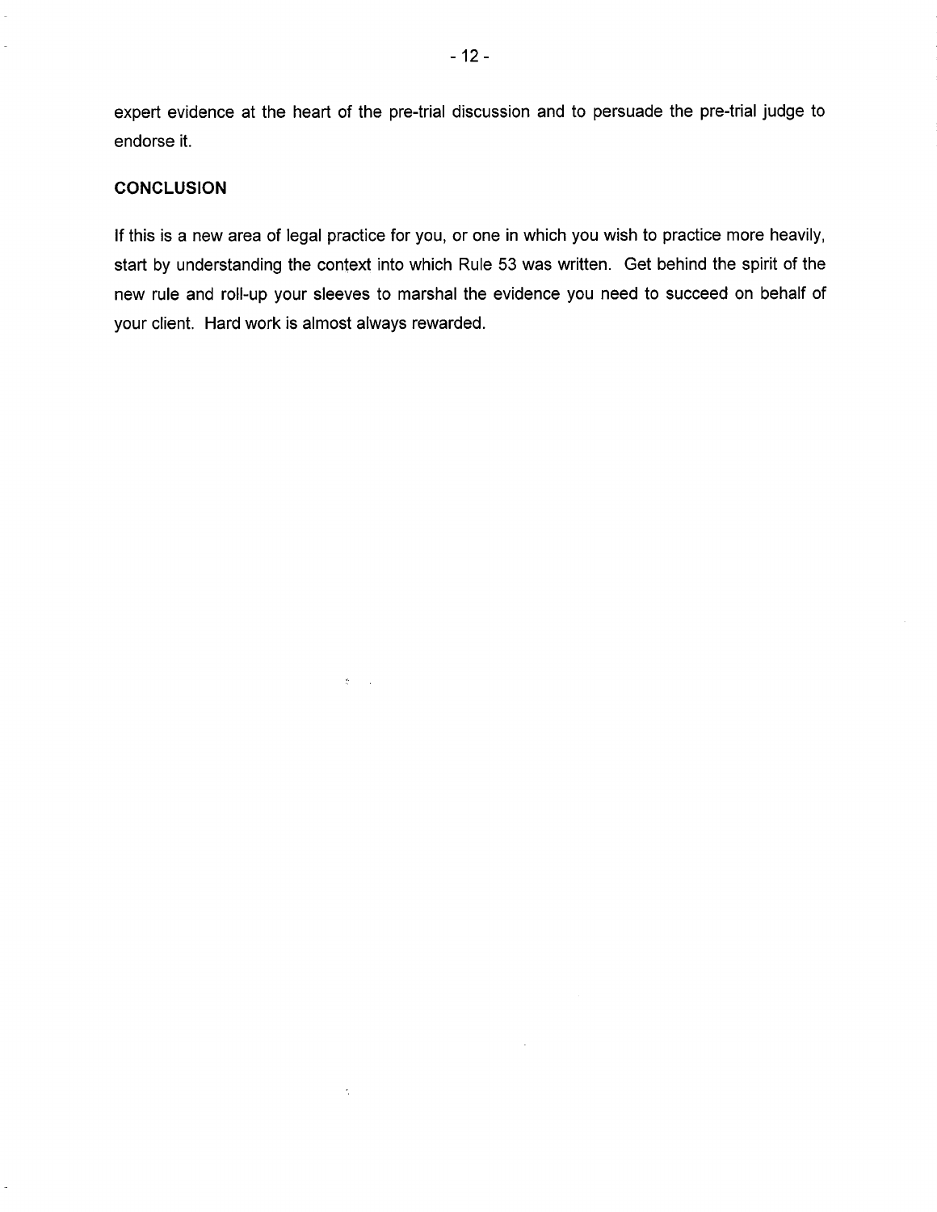expert evidence at the heart of the pre-trial discussion and to persuade the pre-trial judge to endorse it.

## CONCLUSION

If this is a new area of legal practice for you, or one in which you wish to practice more heavily, start by understanding the context into which Rule 53 was written. Get behind the spirit of the new rule and roll-up your sleeves to marshal the evidence you need to succeed on behalf of your client. Hard work is almost always rewarded.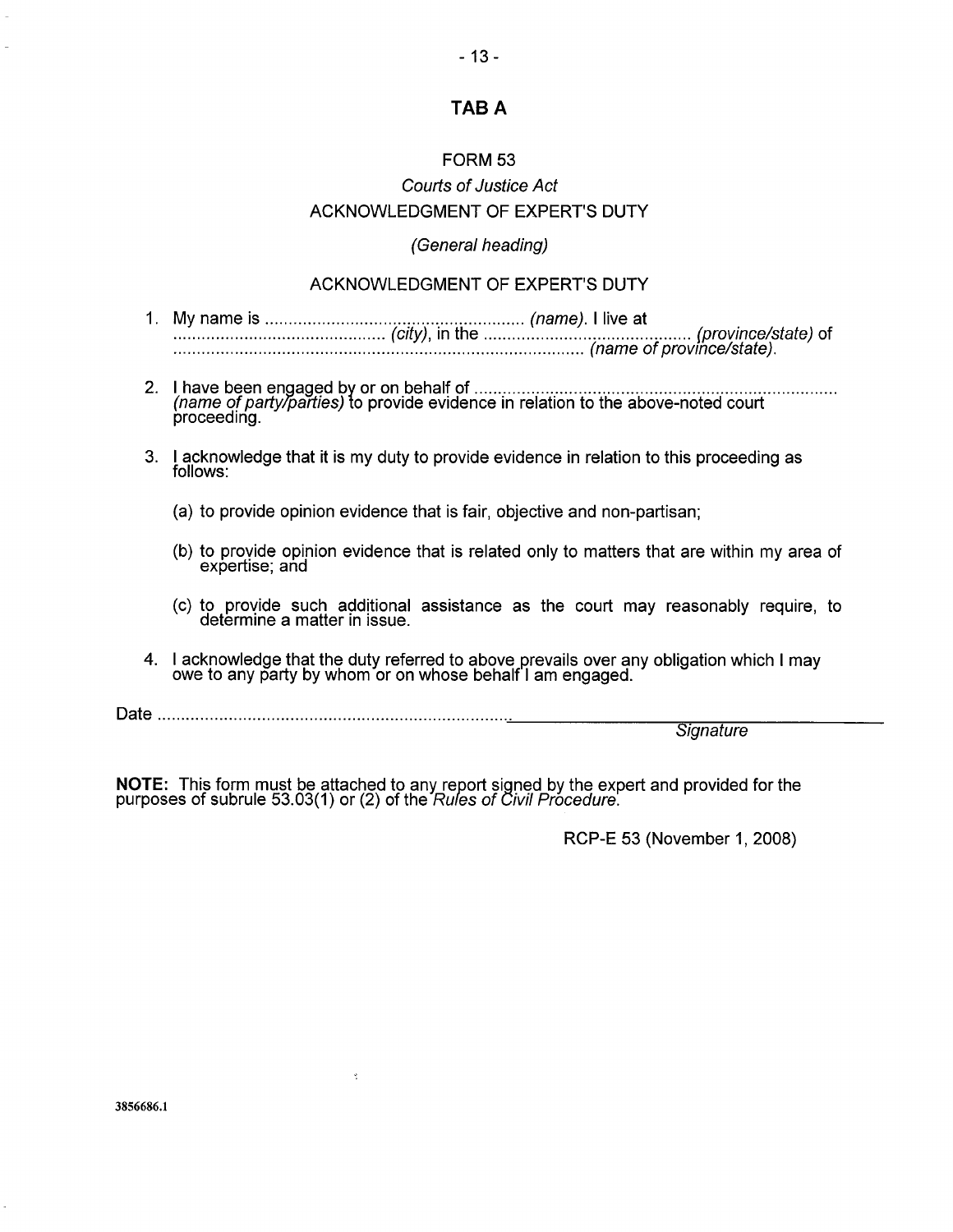# TAB A

## FORM 53

*Courts of Justice Act*

ACKNOWLEDGMENT OF EXPERT'S DUTY

*(General heading)*

ACKNOWLEDGMENT OF EXPERT'S DUTY

1. My name is ....................................................... *(name)*. I live at ............................................ *(city)*, in the ............................................ *(province/state)* of ...................................................................................... *(name of province/state)*.

2. I have been engaged by or on behalf of ............................................................................ *(name of party/parties)* to provide evidence in relation to the above-noted court proceeding.

3. I acknowledge that it is my duty to provide evidence in relation to this proceeding as follows:

   (a) to provide opinion evidence that is fair, objective and non-partisan;

   (b) to provide opinion evidence that is related only to matters that are within my area of expertise; and

   (c) to provide such additional assistance as the court may reasonably require, to determine a matter in issue.

4. I acknowledge that the duty referred to above prevails over any obligation which I may owe to any party by whom or on whose behalf I am engaged.

Date ..........................................................................  ______________________________
*Signature*

**NOTE:** This form must be attached to any report signed by the expert and provided for the purposes of subrule 53.03(1) or (2) of the *Rules of Civil Procedure*.

RCP-E 53 (November 1, 2008)

3856686.1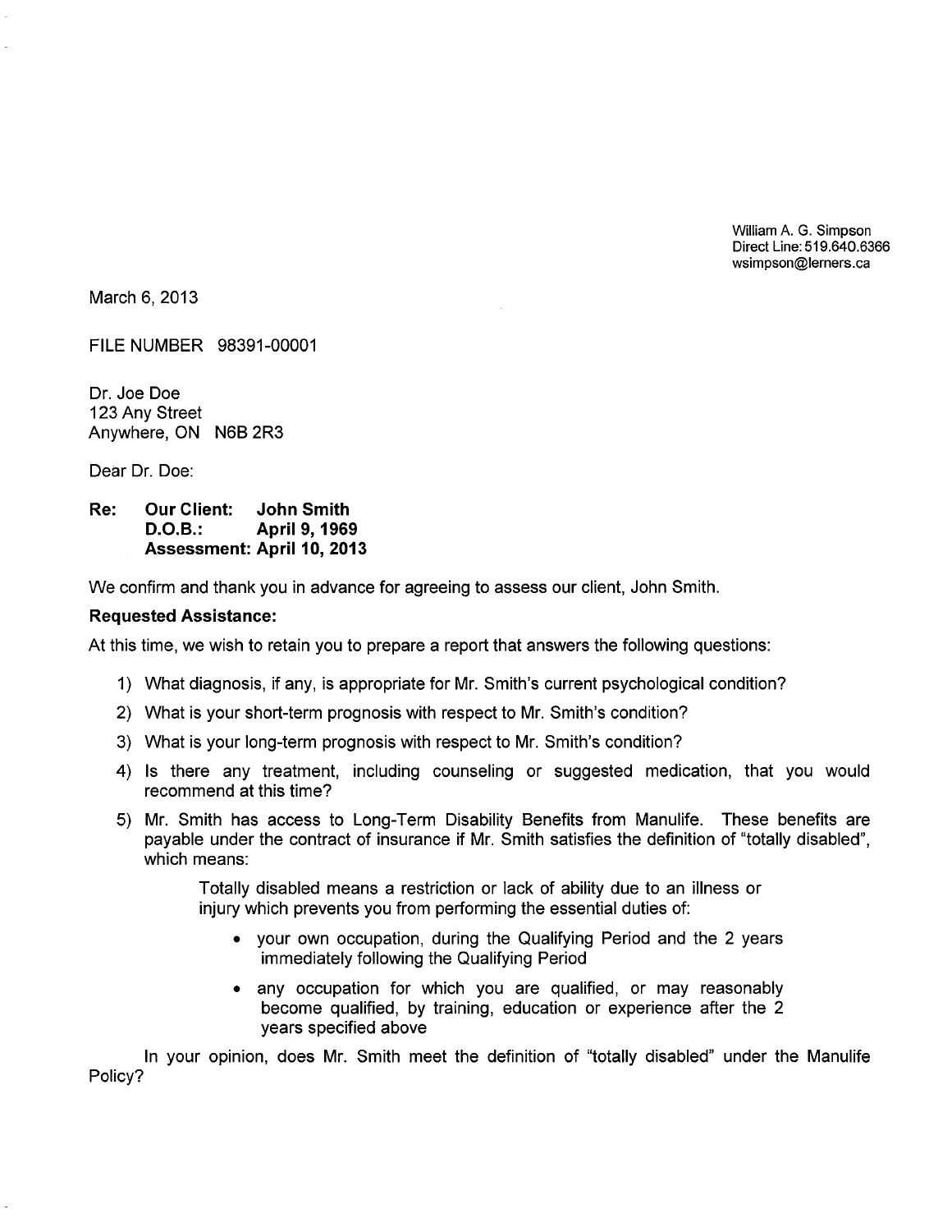William A. G. Simpson
Direct Line: 519.640.6366
wsimpson@lerners.ca

March 6, 2013

FILE NUMBER 98391-00001

Dr. Joe Doe
123 Any Street
Anywhere, ON N6B 2R3

Dear Dr. Doe:

**Re: Our Client: John Smith**
**D.O.B.: April 9, 1969**
**Assessment: April 10, 2013**

We confirm and thank you in advance for agreeing to assess our client, John Smith.

**Requested Assistance:**

At this time, we wish to retain you to prepare a report that answers the following questions:

1) What diagnosis, if any, is appropriate for Mr. Smith's current psychological condition?
2) What is your short-term prognosis with respect to Mr. Smith's condition?
3) What is your long-term prognosis with respect to Mr. Smith's condition?
4) Is there any treatment, including counseling or suggested medication, that you would recommend at this time?
5) Mr. Smith has access to Long-Term Disability Benefits from Manulife. These benefits are payable under the contract of insurance if Mr. Smith satisfies the definition of "totally disabled", which means:

> Totally disabled means a restriction or lack of ability due to an illness or injury which prevents you from performing the essential duties of:
>
> - your own occupation, during the Qualifying Period and the 2 years immediately following the Qualifying Period
> - any occupation for which you are qualified, or may reasonably become qualified, by training, education or experience after the 2 years specified above

In your opinion, does Mr. Smith meet the definition of "totally disabled" under the Manulife Policy?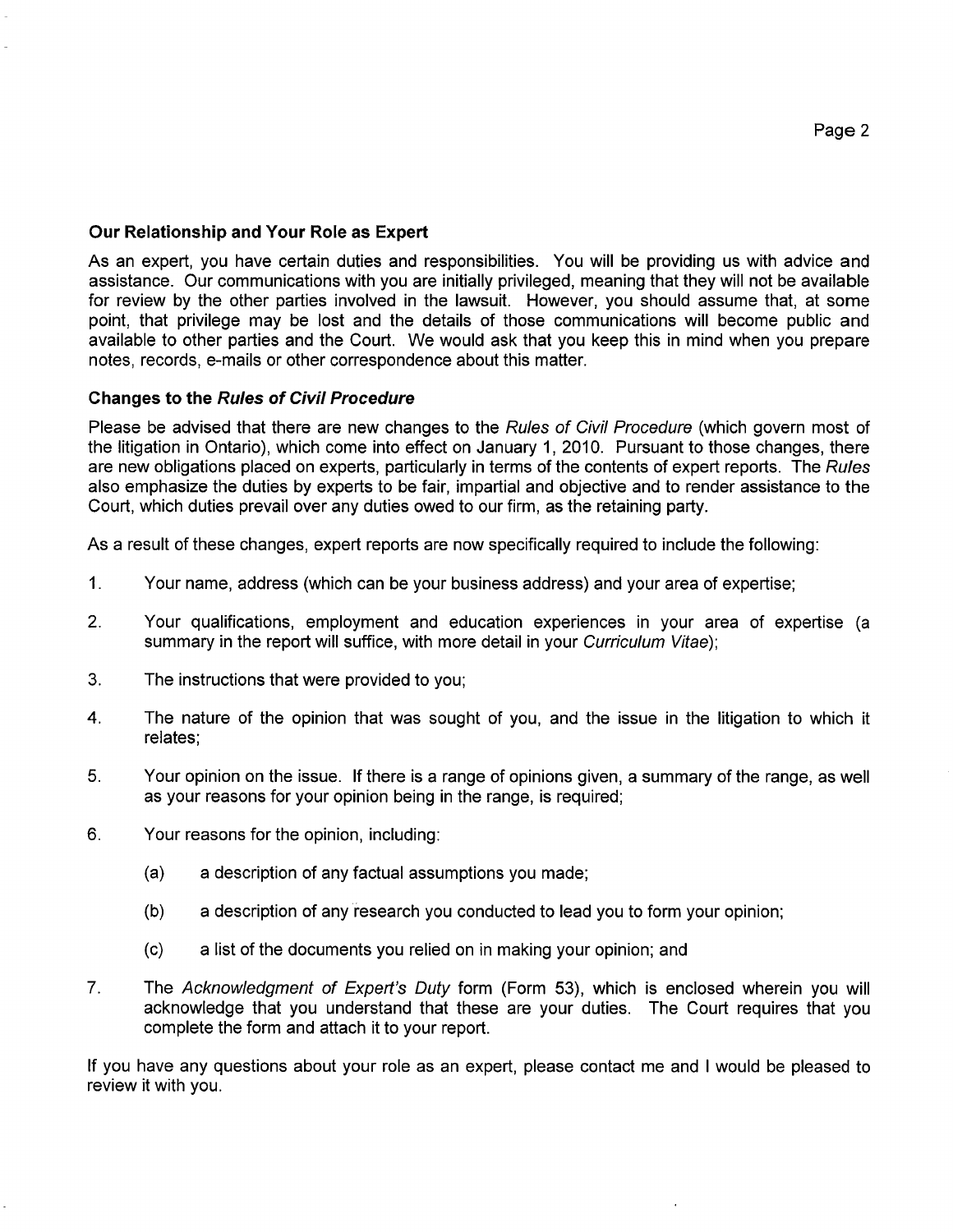**Our Relationship and Your Role as Expert**

As an expert, you have certain duties and responsibilities. You will be providing us with advice and assistance. Our communications with you are initially privileged, meaning that they will not be available for review by the other parties involved in the lawsuit. However, you should assume that, at some point, that privilege may be lost and the details of those communications will become public and available to other parties and the Court. We would ask that you keep this in mind when you prepare notes, records, e-mails or other correspondence about this matter.

**Changes to the *Rules of Civil Procedure***

Please be advised that there are new changes to the *Rules of Civil Procedure* (which govern most of the litigation in Ontario), which come into effect on January 1, 2010. Pursuant to those changes, there are new obligations placed on experts, particularly in terms of the contents of expert reports. The *Rules* also emphasize the duties by experts to be fair, impartial and objective and to render assistance to the Court, which duties prevail over any duties owed to our firm, as the retaining party.

As a result of these changes, expert reports are now specifically required to include the following:

1. Your name, address (which can be your business address) and your area of expertise;

2. Your qualifications, employment and education experiences in your area of expertise (a summary in the report will suffice, with more detail in your *Curriculum Vitae*);

3. The instructions that were provided to you;

4. The nature of the opinion that was sought of you, and the issue in the litigation to which it relates;

5. Your opinion on the issue. If there is a range of opinions given, a summary of the range, as well as your reasons for your opinion being in the range, is required;

6. Your reasons for the opinion, including:

   (a) a description of any factual assumptions you made;

   (b) a description of any research you conducted to lead you to form your opinion;

   (c) a list of the documents you relied on in making your opinion; and

7. The *Acknowledgment of Expert's Duty* form (Form 53), which is enclosed wherein you will acknowledge that you understand that these are your duties. The Court requires that you complete the form and attach it to your report.

If you have any questions about your role as an expert, please contact me and I would be pleased to review it with you.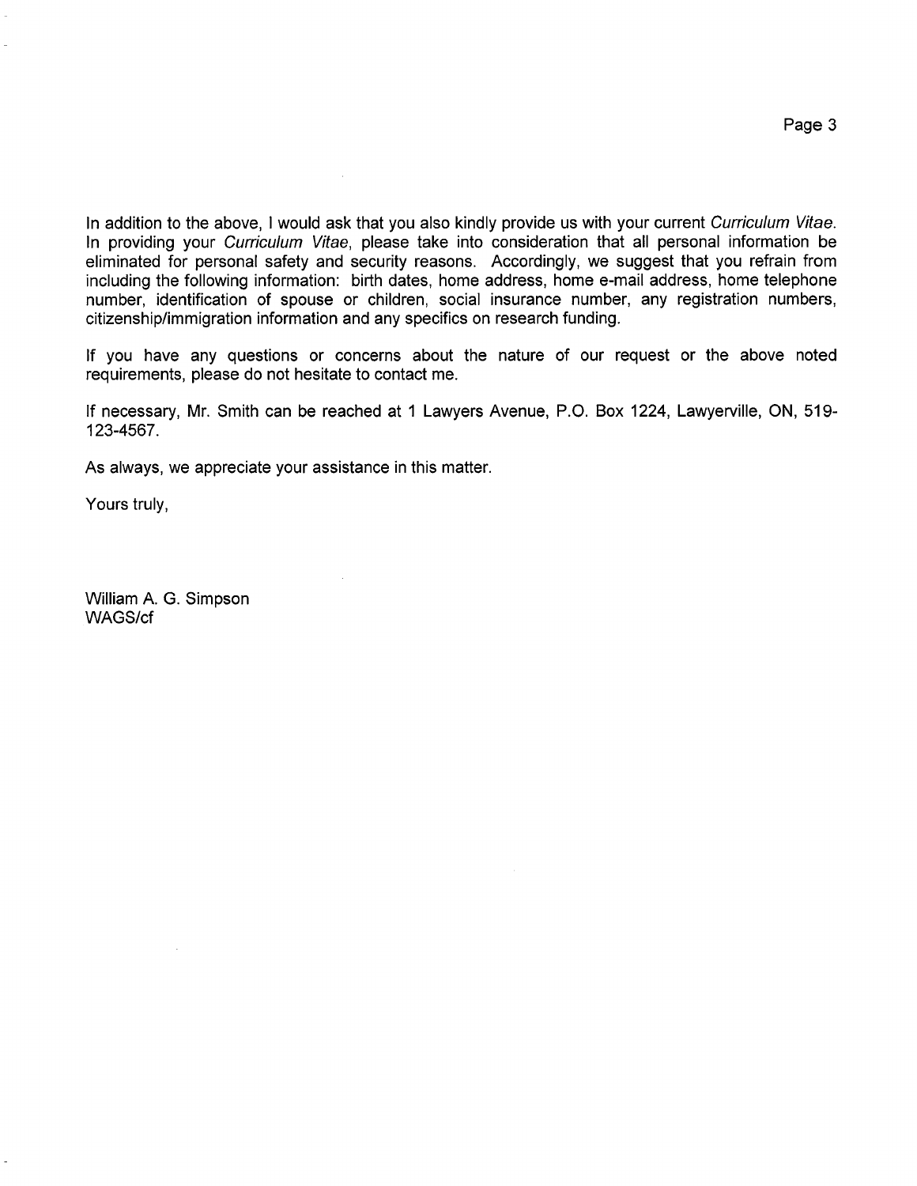In addition to the above, I would ask that you also kindly provide us with your current *Curriculum Vitae*. In providing your *Curriculum Vitae*, please take into consideration that all personal information be eliminated for personal safety and security reasons. Accordingly, we suggest that you refrain from including the following information: birth dates, home address, home e-mail address, home telephone number, identification of spouse or children, social insurance number, any registration numbers, citizenship/immigration information and any specifics on research funding.

If you have any questions or concerns about the nature of our request or the above noted requirements, please do not hesitate to contact me.

If necessary, Mr. Smith can be reached at 1 Lawyers Avenue, P.O. Box 1224, Lawyerville, ON, 519-123-4567.

As always, we appreciate your assistance in this matter.

Yours truly,

William A. G. Simpson
WAGS/cf